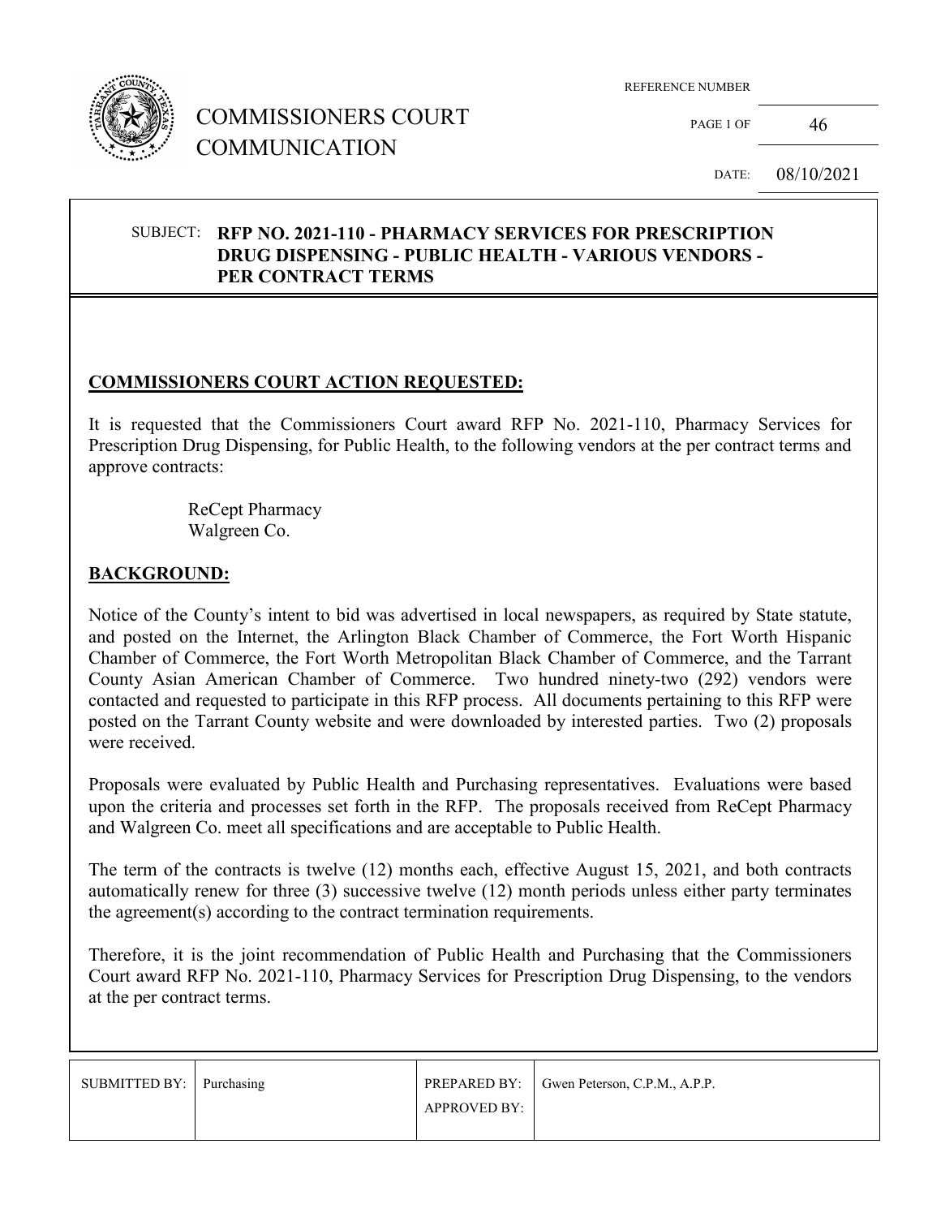# COMMISSIONERS COURT COMMUNICATION

| REFERENCE NUMBER | |
|---|---|
| PAGE 1 OF | 46 |
| DATE: | 08/10/2021 |

**SUBJECT: RFP NO. 2021-110 - PHARMACY SERVICES FOR PRESCRIPTION DRUG DISPENSING - PUBLIC HEALTH - VARIOUS VENDORS - PER CONTRACT TERMS**

## COMMISSIONERS COURT ACTION REQUESTED:

It is requested that the Commissioners Court award RFP No. 2021-110, Pharmacy Services for Prescription Drug Dispensing, for Public Health, to the following vendors at the per contract terms and approve contracts:

ReCept Pharmacy
Walgreen Co.

## BACKGROUND:

Notice of the County's intent to bid was advertised in local newspapers, as required by State statute, and posted on the Internet, the Arlington Black Chamber of Commerce, the Fort Worth Hispanic Chamber of Commerce, the Fort Worth Metropolitan Black Chamber of Commerce, and the Tarrant County Asian American Chamber of Commerce. Two hundred ninety-two (292) vendors were contacted and requested to participate in this RFP process. All documents pertaining to this RFP were posted on the Tarrant County website and were downloaded by interested parties. Two (2) proposals were received.

Proposals were evaluated by Public Health and Purchasing representatives. Evaluations were based upon the criteria and processes set forth in the RFP. The proposals received from ReCept Pharmacy and Walgreen Co. meet all specifications and are acceptable to Public Health.

The term of the contracts is twelve (12) months each, effective August 15, 2021, and both contracts automatically renew for three (3) successive twelve (12) month periods unless either party terminates the agreement(s) according to the contract termination requirements.

Therefore, it is the joint recommendation of Public Health and Purchasing that the Commissioners Court award RFP No. 2021-110, Pharmacy Services for Prescription Drug Dispensing, to the vendors at the per contract terms.

| SUBMITTED BY: | Purchasing | PREPARED BY: | Gwen Peterson, C.P.M., A.P.P. |
|---|---|---|---|
| | | APPROVED BY: | |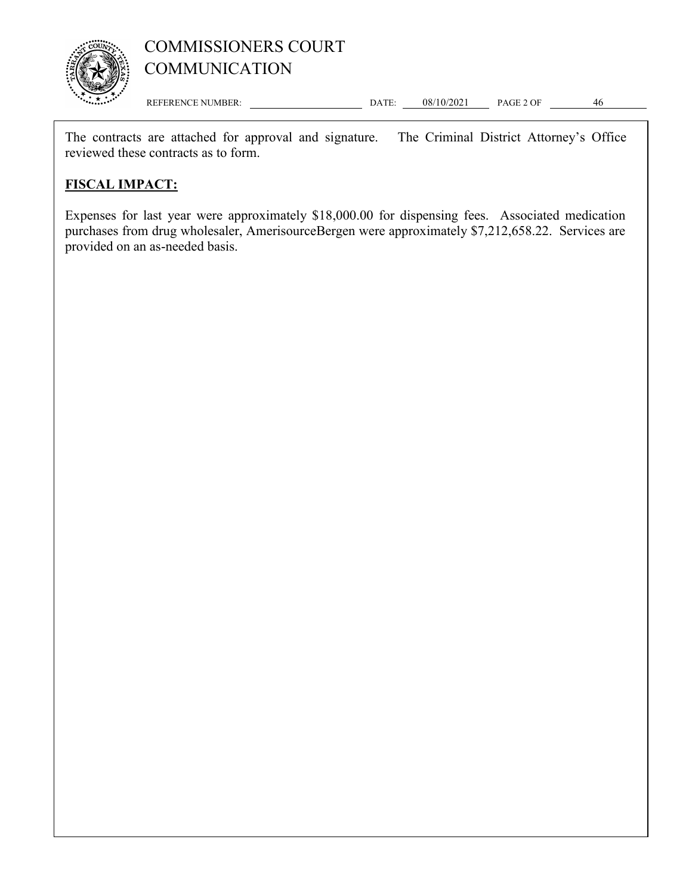The contracts are attached for approval and signature. The Criminal District Attorney's Office reviewed these contracts as to form.

**FISCAL IMPACT:**

Expenses for last year were approximately $18,000.00 for dispensing fees. Associated medication purchases from drug wholesaler, AmerisourceBergen were approximately $7,212,658.22. Services are provided on an as-needed basis.